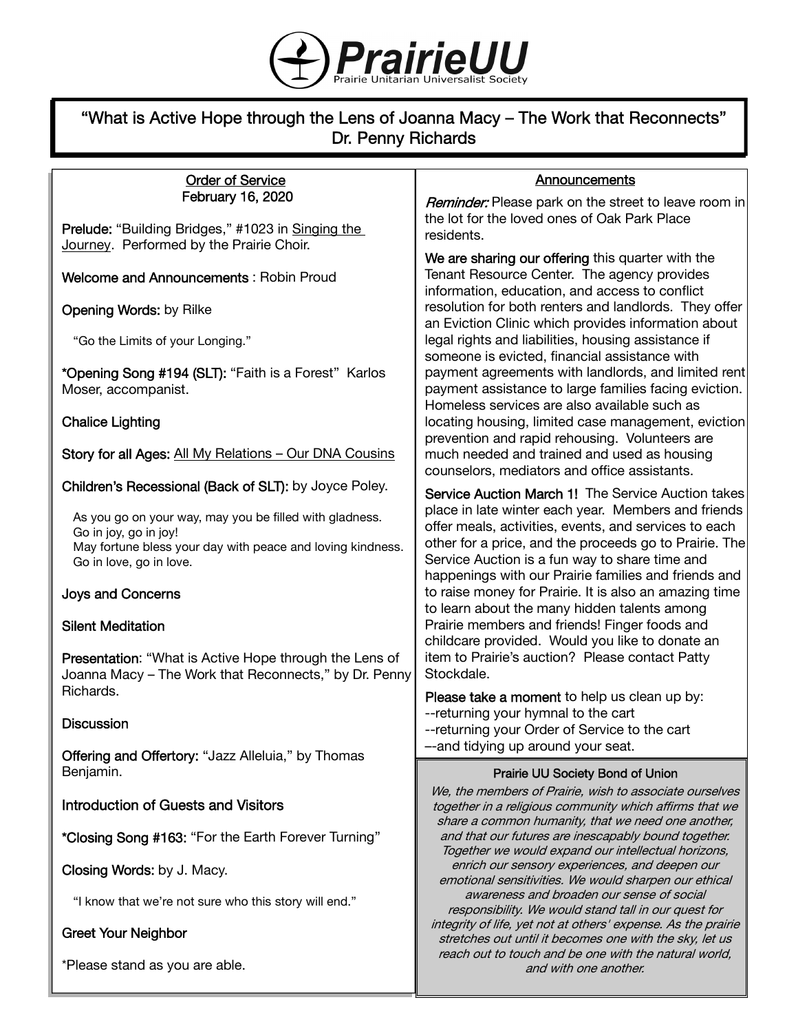# PrairieUU

Prairie Unitarian Universalist Society

## "What is Active Hope through the Lens of Joanna Macy – The Work that Reconnects" Dr. Penny Richards

### Order of Service
### February 16, 2020

**Prelude:** "Building Bridges," #1023 in Singing the Journey. Performed by the Prairie Choir.

**Welcome and Announcements** : Robin Proud

**Opening Words:** by Rilke

"Go the Limits of your Longing."

**\*Opening Song #194 (SLT):** "Faith is a Forest" Karlos Moser, accompanist.

**Chalice Lighting**

**Story for all Ages:** All My Relations – Our DNA Cousins

**Children's Recessional (Back of SLT):** by Joyce Poley.

As you go on your way, may you be filled with gladness.
Go in joy, go in joy!
May fortune bless your day with peace and loving kindness.
Go in love, go in love.

**Joys and Concerns**

**Silent Meditation**

**Presentation**: "What is Active Hope through the Lens of Joanna Macy – The Work that Reconnects," by Dr. Penny Richards.

**Discussion**

**Offering and Offertory:** "Jazz Alleluia," by Thomas Benjamin.

**Introduction of Guests and Visitors**

**\*Closing Song #163:** "For the Earth Forever Turning"

**Closing Words:** by J. Macy.

"I know that we're not sure who this story will end."

**Greet Your Neighbor**

\*Please stand as you are able.

### Announcements

*Reminder:* Please park on the street to leave room in the lot for the loved ones of Oak Park Place residents.

**We are sharing our offering** this quarter with the Tenant Resource Center. The agency provides information, education, and access to conflict resolution for both renters and landlords. They offer an Eviction Clinic which provides information about legal rights and liabilities, housing assistance if someone is evicted, financial assistance with payment agreements with landlords, and limited rent payment assistance to large families facing eviction. Homeless services are also available such as locating housing, limited case management, eviction prevention and rapid rehousing. Volunteers are much needed and trained and used as housing counselors, mediators and office assistants.

**Service Auction March 1!** The Service Auction takes place in late winter each year. Members and friends offer meals, activities, events, and services to each other for a price, and the proceeds go to Prairie. The Service Auction is a fun way to share time and happenings with our Prairie families and friends and to raise money for Prairie. It is also an amazing time to learn about the many hidden talents among Prairie members and friends! Finger foods and childcare provided. Would you like to donate an item to Prairie's auction? Please contact Patty Stockdale.

**Please take a moment** to help us clean up by:
--returning your hymnal to the cart
--returning your Order of Service to the cart
–-and tidying up around your seat.

### Prairie UU Society Bond of Union

*We, the members of Prairie, wish to associate ourselves together in a religious community which affirms that we share a common humanity, that we need one another, and that our futures are inescapably bound together. Together we would expand our intellectual horizons, enrich our sensory experiences, and deepen our emotional sensitivities. We would sharpen our ethical awareness and broaden our sense of social responsibility. We would stand tall in our quest for integrity of life, yet not at others' expense. As the prairie stretches out until it becomes one with the sky, let us reach out to touch and be one with the natural world, and with one another.*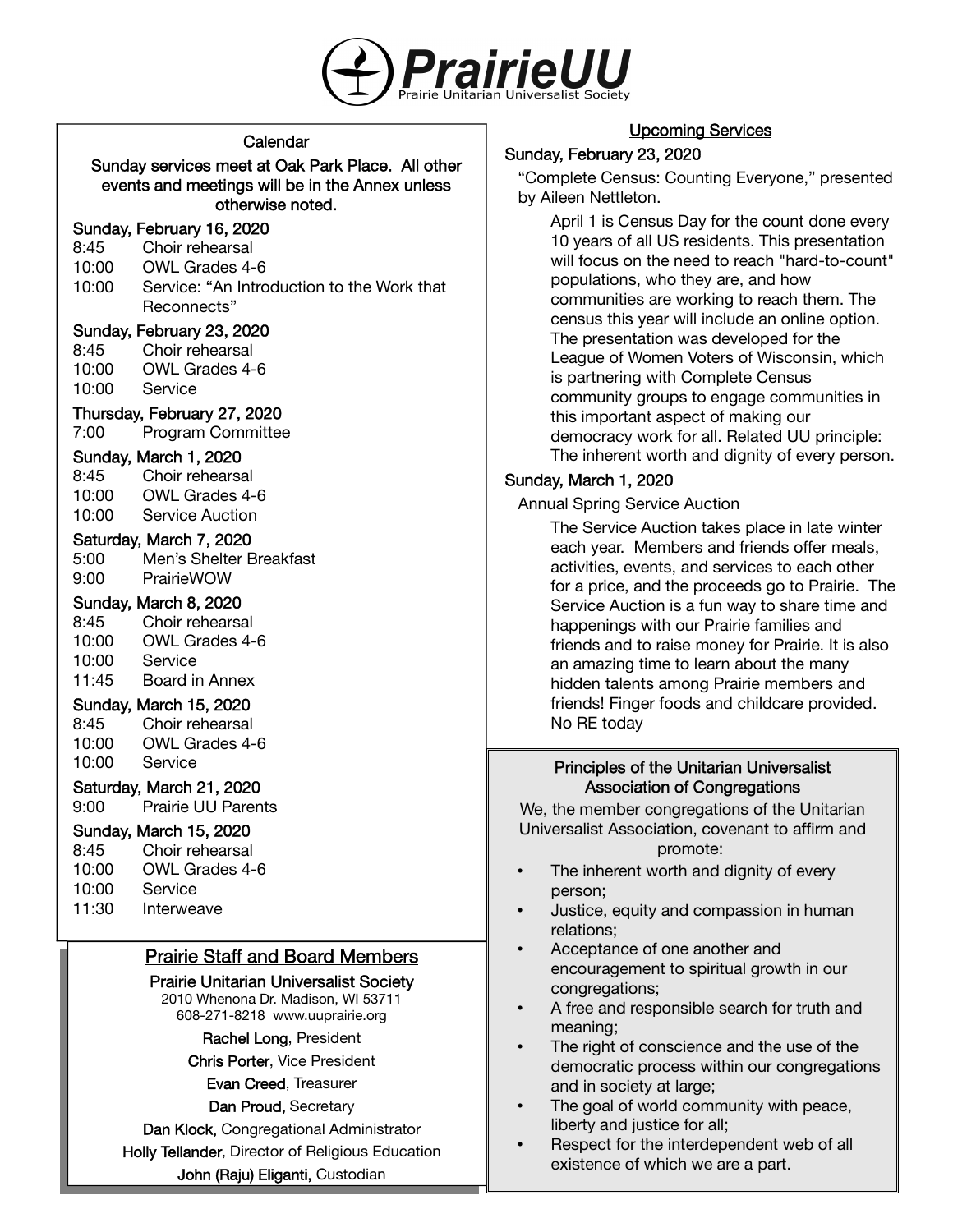# PrairieUU

Prairie Unitarian Universalist Society

## Calendar

Sunday services meet at Oak Park Place. All other events and meetings will be in the Annex unless otherwise noted.

**Sunday, February 16, 2020**
- 8:45 Choir rehearsal
- 10:00 OWL Grades 4-6
- 10:00 Service: "An Introduction to the Work that Reconnects"

**Sunday, February 23, 2020**
- 8:45 Choir rehearsal
- 10:00 OWL Grades 4-6
- 10:00 Service

**Thursday, February 27, 2020**
- 7:00 Program Committee

**Sunday, March 1, 2020**
- 8:45 Choir rehearsal
- 10:00 OWL Grades 4-6
- 10:00 Service Auction

**Saturday, March 7, 2020**
- 5:00 Men's Shelter Breakfast
- 9:00 PrairieWOW

**Sunday, March 8, 2020**
- 8:45 Choir rehearsal
- 10:00 OWL Grades 4-6
- 10:00 Service
- 11:45 Board in Annex

**Sunday, March 15, 2020**
- 8:45 Choir rehearsal
- 10:00 OWL Grades 4-6
- 10:00 Service

**Saturday, March 21, 2020**
- 9:00 Prairie UU Parents

**Sunday, March 15, 2020**
- 8:45 Choir rehearsal
- 10:00 OWL Grades 4-6
- 10:00 Service
- 11:30 Interweave

## Prairie Staff and Board Members

**Prairie Unitarian Universalist Society**
2010 Whenona Dr. Madison, WI 53711
608-271-8218 www.uuprairie.org

**Rachel Long**, President
**Chris Porter**, Vice President
**Evan Creed**, Treasurer
**Dan Proud**, Secretary
**Dan Klock**, Congregational Administrator
**Holly Tellander**, Director of Religious Education
**John (Raju) Eliganti**, Custodian

## Upcoming Services

**Sunday, February 23, 2020**

"Complete Census: Counting Everyone," presented by Aileen Nettleton.

April 1 is Census Day for the count done every 10 years of all US residents. This presentation will focus on the need to reach "hard-to-count" populations, who they are, and how communities are working to reach them. The census this year will include an online option. The presentation was developed for the League of Women Voters of Wisconsin, which is partnering with Complete Census community groups to engage communities in this important aspect of making our democracy work for all. Related UU principle: The inherent worth and dignity of every person.

**Sunday, March 1, 2020**

Annual Spring Service Auction

The Service Auction takes place in late winter each year. Members and friends offer meals, activities, events, and services to each other for a price, and the proceeds go to Prairie. The Service Auction is a fun way to share time and happenings with our Prairie families and friends and to raise money for Prairie. It is also an amazing time to learn about the many hidden talents among Prairie members and friends! Finger foods and childcare provided. No RE today

## Principles of the Unitarian Universalist Association of Congregations

We, the member congregations of the Unitarian Universalist Association, covenant to affirm and promote:

- The inherent worth and dignity of every person;
- Justice, equity and compassion in human relations;
- Acceptance of one another and encouragement to spiritual growth in our congregations;
- A free and responsible search for truth and meaning;
- The right of conscience and the use of the democratic process within our congregations and in society at large;
- The goal of world community with peace, liberty and justice for all;
- Respect for the interdependent web of all existence of which we are a part.